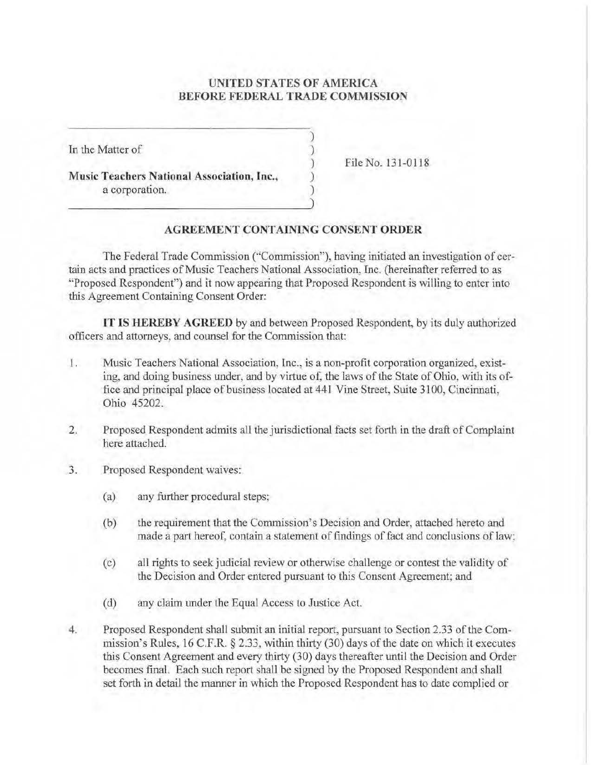**UNITED STATES OF AMERICA**
**BEFORE FEDERAL TRADE COMMISSION**

In the Matter of

**Music Teachers National Association, Inc.,**
a corporation.

File No. 131-0118

**AGREEMENT CONTAINING CONSENT ORDER**

The Federal Trade Commission ("Commission"), having initiated an investigation of certain acts and practices of Music Teachers National Association, Inc. (hereinafter referred to as "Proposed Respondent") and it now appearing that Proposed Respondent is willing to enter into this Agreement Containing Consent Order:

**IT IS HEREBY AGREED** by and between Proposed Respondent, by its duly authorized officers and attorneys, and counsel for the Commission that:

1. Music Teachers National Association, Inc., is a non-profit corporation organized, existing, and doing business under, and by virtue of, the laws of the State of Ohio, with its office and principal place of business located at 441 Vine Street, Suite 3100, Cincinnati, Ohio 45202.

2. Proposed Respondent admits all the jurisdictional facts set forth in the draft of Complaint here attached.

3. Proposed Respondent waives:

   (a) any further procedural steps;

   (b) the requirement that the Commission's Decision and Order, attached hereto and made a part hereof, contain a statement of findings of fact and conclusions of law;

   (c) all rights to seek judicial review or otherwise challenge or contest the validity of the Decision and Order entered pursuant to this Consent Agreement; and

   (d) any claim under the Equal Access to Justice Act.

4. Proposed Respondent shall submit an initial report, pursuant to Section 2.33 of the Commission's Rules, 16 C.F.R. § 2.33, within thirty (30) days of the date on which it executes this Consent Agreement and every thirty (30) days thereafter until the Decision and Order becomes final. Each such report shall be signed by the Proposed Respondent and shall set forth in detail the manner in which the Proposed Respondent has to date complied or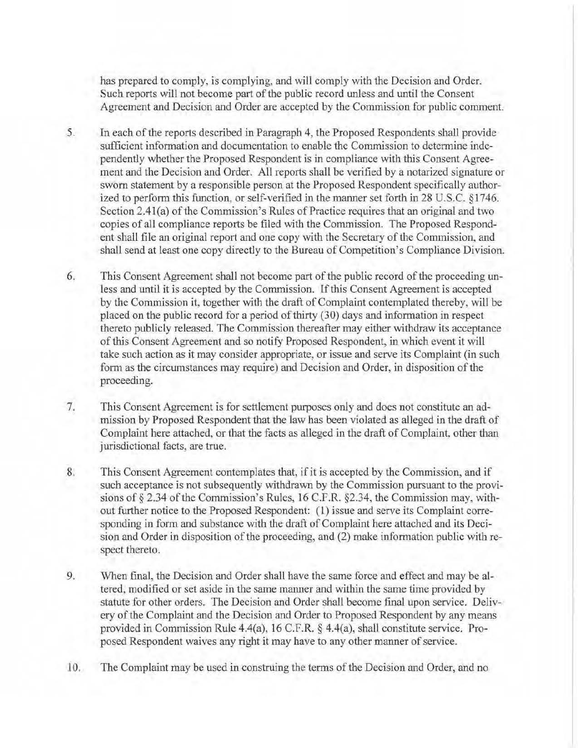has prepared to comply, is complying, and will comply with the Decision and Order. Such reports will not become part of the public record unless and until the Consent Agreement and Decision and Order are accepted by the Commission for public comment.

5. In each of the reports described in Paragraph 4, the Proposed Respondents shall provide sufficient information and documentation to enable the Commission to determine independently whether the Proposed Respondent is in compliance with this Consent Agreement and the Decision and Order. All reports shall be verified by a notarized signature or sworn statement by a responsible person at the Proposed Respondent specifically authorized to perform this function, or self-verified in the manner set forth in 28 U.S.C. §1746. Section 2.41(a) of the Commission's Rules of Practice requires that an original and two copies of all compliance reports be filed with the Commission. The Proposed Respondent shall file an original report and one copy with the Secretary of the Commission, and shall send at least one copy directly to the Bureau of Competition's Compliance Division.

6. This Consent Agreement shall not become part of the public record of the proceeding unless and until it is accepted by the Commission. If this Consent Agreement is accepted by the Commission it, together with the draft of Complaint contemplated thereby, will be placed on the public record for a period of thirty (30) days and information in respect thereto publicly released. The Commission thereafter may either withdraw its acceptance of this Consent Agreement and so notify Proposed Respondent, in which event it will take such action as it may consider appropriate, or issue and serve its Complaint (in such form as the circumstances may require) and Decision and Order, in disposition of the proceeding.

7. This Consent Agreement is for settlement purposes only and does not constitute an admission by Proposed Respondent that the law has been violated as alleged in the draft of Complaint here attached, or that the facts as alleged in the draft of Complaint, other than jurisdictional facts, are true.

8. This Consent Agreement contemplates that, if it is accepted by the Commission, and if such acceptance is not subsequently withdrawn by the Commission pursuant to the provisions of § 2.34 of the Commission's Rules, 16 C.F.R. §2.34, the Commission may, without further notice to the Proposed Respondent: (1) issue and serve its Complaint corresponding in form and substance with the draft of Complaint here attached and its Decision and Order in disposition of the proceeding, and (2) make information public with respect thereto.

9. When final, the Decision and Order shall have the same force and effect and may be altered, modified or set aside in the same manner and within the same time provided by statute for other orders. The Decision and Order shall become final upon service. Delivery of the Complaint and the Decision and Order to Proposed Respondent by any means provided in Commission Rule 4.4(a), 16 C.F.R. § 4.4(a), shall constitute service. Proposed Respondent waives any right it may have to any other manner of service.

10. The Complaint may be used in construing the terms of the Decision and Order, and no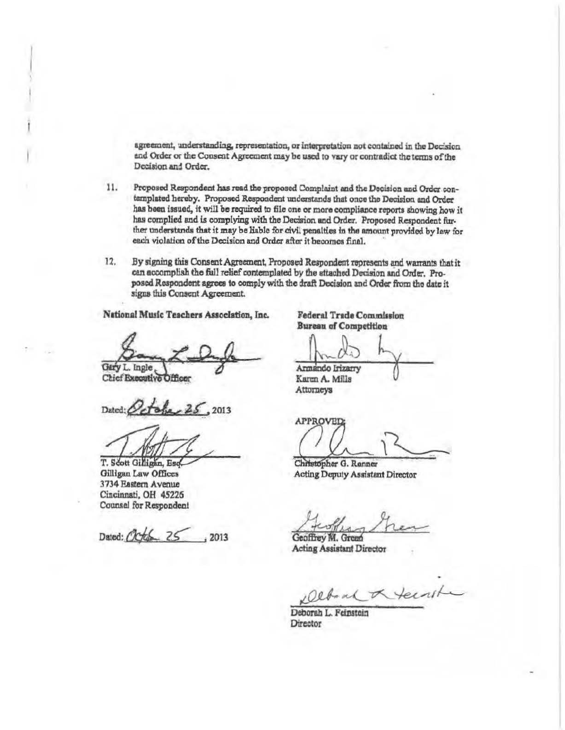agreement, understanding, representation, or interpretation not contained in the Decision and Order or the Consent Agreement may be used to vary or contradict the terms of the Decision and Order.

11. Proposed Respondent has read the proposed Complaint and the Decision and Order contemplated hereby. Proposed Respondent understands that once the Decision and Order has been issued, it will be required to file one or more compliance reports showing how it has complied and is complying with the Decision and Order. Proposed Respondent further understands that it may be liable for civil penalties in the amount provided by law for each violation of the Decision and Order after it becomes final.

12. By signing this Consent Agreement, Proposed Respondent represents and warrants that it can accomplish the full relief contemplated by the attached Decision and Order. Proposed Respondent agrees to comply with the draft Decision and Order from the date it signs this Consent Agreement.

**National Music Teachers Association, Inc.**

Gary L. Ingle
Chief Executive Officer

Dated: October 25, 2013

T. Scott Gilligan, Esq.
Gilligan Law Offices
3734 Eastern Avenue
Cincinnati, OH 45226
Counsel for Respondent

Dated: Octob 25, 2013

**Federal Trade Commission**
**Bureau of Competition**

Armando Irizarry
Karen A. Mills
Attorneys

APPROVED:

Christopher G. Renner
Acting Deputy Assistant Director

Geoffrey M. Green
Acting Assistant Director

Deborah L. Feinstein
Director